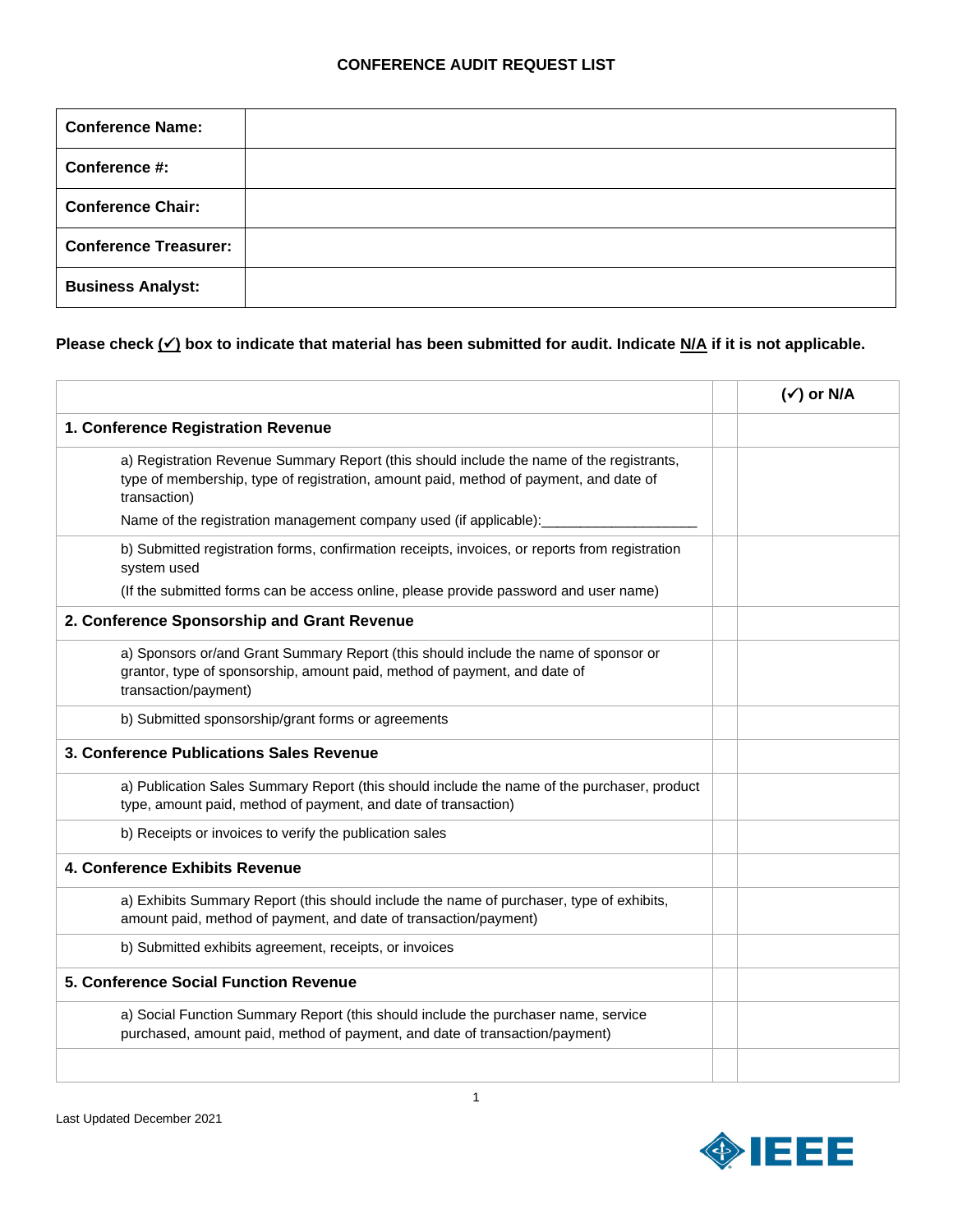## CONFERENCE AUDIT REQUEST LIST

| | |
|---|---|
| **Conference Name:** | |
| **Conference #:** | |
| **Conference Chair:** | |
| **Conference Treasurer:** | |
| **Business Analyst:** | |

**Please check (✓) box to indicate that material has been submitted for audit. Indicate N/A if it is not applicable.**

| | | (✓) or N/A |
|---|---|---|
| **1. Conference Registration Revenue** | | |
| a) Registration Revenue Summary Report (this should include the name of the registrants, type of membership, type of registration, amount paid, method of payment, and date of transaction)<br>Name of the registration management company used (if applicable):____________________ | | |
| b) Submitted registration forms, confirmation receipts, invoices, or reports from registration system used<br>(If the submitted forms can be access online, please provide password and user name) | | |
| **2. Conference Sponsorship and Grant Revenue** | | |
| a) Sponsors or/and Grant Summary Report (this should include the name of sponsor or grantor, type of sponsorship, amount paid, method of payment, and date of transaction/payment) | | |
| b) Submitted sponsorship/grant forms or agreements | | |
| **3. Conference Publications Sales Revenue** | | |
| a) Publication Sales Summary Report (this should include the name of the purchaser, product type, amount paid, method of payment, and date of transaction) | | |
| b) Receipts or invoices to verify the publication sales | | |
| **4. Conference Exhibits Revenue** | | |
| a) Exhibits Summary Report (this should include the name of purchaser, type of exhibits, amount paid, method of payment, and date of transaction/payment) | | |
| b) Submitted exhibits agreement, receipts, or invoices | | |
| **5. Conference Social Function Revenue** | | |
| a) Social Function Summary Report (this should include the purchaser name, service purchased, amount paid, method of payment, and date of transaction/payment) | | |
| | | |

Last Updated December 2021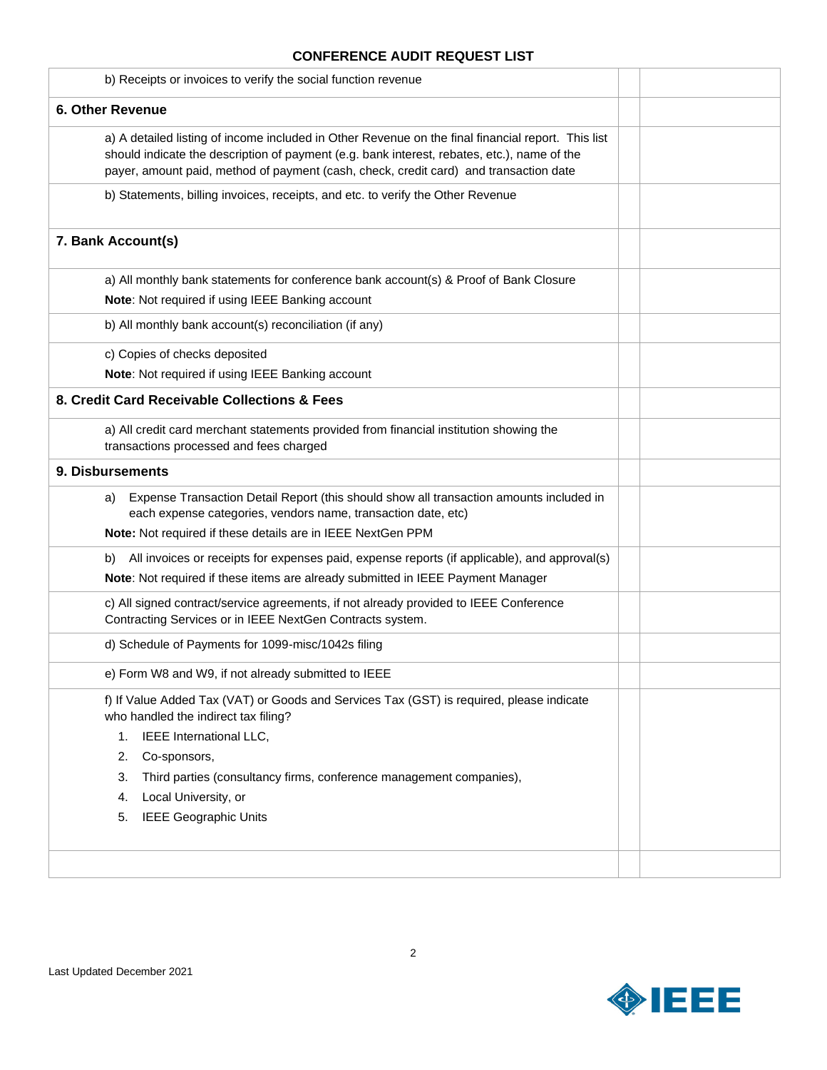## CONFERENCE AUDIT REQUEST LIST

| | | |
|---|---|---|
| b) Receipts or invoices to verify the social function revenue | | |
| **6. Other Revenue** | | |
| a) A detailed listing of income included in Other Revenue on the final financial report. This list should indicate the description of payment (e.g. bank interest, rebates, etc.), name of the payer, amount paid, method of payment (cash, check, credit card) and transaction date | | |
| b) Statements, billing invoices, receipts, and etc. to verify the Other Revenue | | |
| **7. Bank Account(s)** | | |
| a) All monthly bank statements for conference bank account(s) & Proof of Bank Closure<br>**Note**: Not required if using IEEE Banking account | | |
| b) All monthly bank account(s) reconciliation (if any) | | |
| c) Copies of checks deposited<br>**Note**: Not required if using IEEE Banking account | | |
| **8. Credit Card Receivable Collections & Fees** | | |
| a) All credit card merchant statements provided from financial institution showing the transactions processed and fees charged | | |
| **9. Disbursements** | | |
| a) Expense Transaction Detail Report (this should show all transaction amounts included in each expense categories, vendors name, transaction date, etc)<br>**Note:** Not required if these details are in IEEE NextGen PPM | | |
| b) All invoices or receipts for expenses paid, expense reports (if applicable), and approval(s)<br>**Note**: Not required if these items are already submitted in IEEE Payment Manager | | |
| c) All signed contract/service agreements, if not already provided to IEEE Conference Contracting Services or in IEEE NextGen Contracts system. | | |
| d) Schedule of Payments for 1099-misc/1042s filing | | |
| e) Form W8 and W9, if not already submitted to IEEE | | |
| f) If Value Added Tax (VAT) or Goods and Services Tax (GST) is required, please indicate who handled the indirect tax filing?<br>1. IEEE International LLC,<br>2. Co-sponsors,<br>3. Third parties (consultancy firms, conference management companies),<br>4. Local University, or<br>5. IEEE Geographic Units | | |
| | | |

Last Updated December 2021